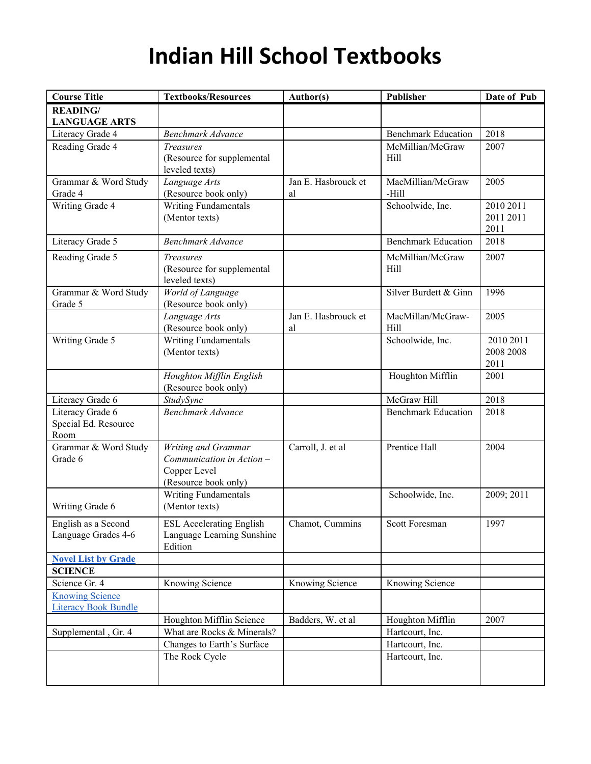# Indian Hill School Textbooks

| Course Title | Textbooks/Resources | Author(s) | Publisher | Date of Pub |
|---|---|---|---|---|
| **READING/ LANGUAGE ARTS** | | | | |
| Literacy Grade 4 | *Benchmark Advance* | | Benchmark Education | 2018 |
| Reading Grade 4 | *Treasures* (Resource for supplemental leveled texts) | | McMillian/McGraw Hill | 2007 |
| Grammar & Word Study Grade 4 | *Language Arts* (Resource book only) | Jan E. Hasbrouck et al | MacMillian/McGraw -Hill | 2005 |
| Writing Grade 4 | Writing Fundamentals (Mentor texts) | | Schoolwide, Inc. | 2010 2011 2011 2011 2011 |
| Literacy Grade 5 | *Benchmark Advance* | | Benchmark Education | 2018 |
| Reading Grade 5 | *Treasures* (Resource for supplemental leveled texts) | | McMillian/McGraw Hill | 2007 |
| Grammar & Word Study Grade 5 | *World of Language* (Resource book only) | | Silver Burdett & Ginn | 1996 |
| | *Language Arts* (Resource book only) | Jan E. Hasbrouck et al | MacMillan/McGraw-Hill | 2005 |
| Writing Grade 5 | Writing Fundamentals (Mentor texts) | | Schoolwide, Inc. | 2010 2011 2008 2008 2011 |
| | *Houghton Mifflin English* (Resource book only) | | Houghton Mifflin | 2001 |
| Literacy Grade 6 | *StudySync* | | McGraw Hill | 2018 |
| Literacy Grade 6 Special Ed. Resource Room | *Benchmark Advance* | | Benchmark Education | 2018 |
| Grammar & Word Study Grade 6 | *Writing and Grammar Communication in Action – Copper Level* (Resource book only) | Carroll, J. et al | Prentice Hall | 2004 |
| Writing Grade 6 | Writing Fundamentals (Mentor texts) | | Schoolwide, Inc. | 2009; 2011 |
| English as a Second Language Grades 4-6 | ESL Accelerating English Language Learning Sunshine Edition | Chamot, Cummins | Scott Foresman | 1997 |
| **Novel List by Grade** | | | | |
| **SCIENCE** | | | | |
| Science Gr. 4 | Knowing Science | Knowing Science | Knowing Science | |
| Knowing Science Literacy Book Bundle | | | | |
| | Houghton Mifflin Science | Badders, W. et al | Houghton Mifflin | 2007 |
| Supplemental , Gr. 4 | What are Rocks & Minerals? | | Hartcourt, Inc. | |
| | Changes to Earth's Surface | | Hartcourt, Inc. | |
| | The Rock Cycle | | Hartcourt, Inc. | |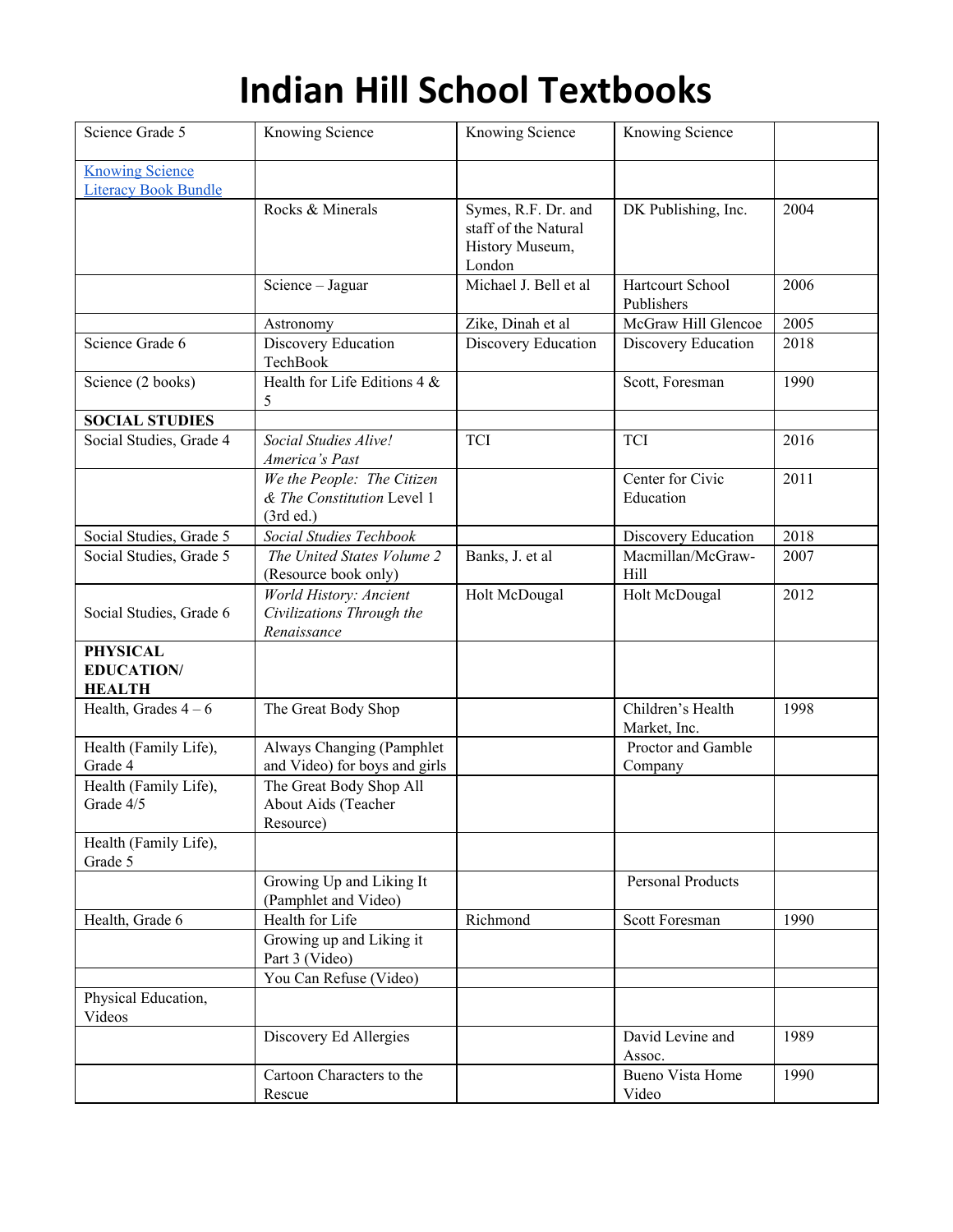# Indian Hill School Textbooks

| | | | | |
|---|---|---|---|---|
| Science Grade 5 | Knowing Science | Knowing Science | Knowing Science | |
| Knowing Science Literacy Book Bundle | | | | |
| | Rocks & Minerals | Symes, R.F. Dr. and staff of the Natural History Museum, London | DK Publishing, Inc. | 2004 |
| | Science – Jaguar | Michael J. Bell et al | Hartcourt School Publishers | 2006 |
| | Astronomy | Zike, Dinah et al | McGraw Hill Glencoe | 2005 |
| Science Grade 6 | Discovery Education TechBook | Discovery Education | Discovery Education | 2018 |
| Science (2 books) | Health for Life Editions 4 & 5 | | Scott, Foresman | 1990 |
| **SOCIAL STUDIES** | | | | |
| Social Studies, Grade 4 | *Social Studies Alive! America's Past* | TCI | TCI | 2016 |
| | *We the People: The Citizen & The Constitution* Level 1 (3rd ed.) | | Center for Civic Education | 2011 |
| Social Studies, Grade 5 | *Social Studies Techbook* | | Discovery Education | 2018 |
| Social Studies, Grade 5 | *The United States Volume 2* (Resource book only) | Banks, J. et al | Macmillan/McGraw-Hill | 2007 |
| Social Studies, Grade 6 | *World History: Ancient Civilizations Through the Renaissance* | Holt McDougal | Holt McDougal | 2012 |
| **PHYSICAL EDUCATION/ HEALTH** | | | | |
| Health, Grades 4 – 6 | The Great Body Shop | | Children's Health Market, Inc. | 1998 |
| Health (Family Life), Grade 4 | Always Changing (Pamphlet and Video) for boys and girls | | Proctor and Gamble Company | |
| Health (Family Life), Grade 4/5 | The Great Body Shop All About Aids (Teacher Resource) | | | |
| Health (Family Life), Grade 5 | | | | |
| | Growing Up and Liking It (Pamphlet and Video) | | Personal Products | |
| Health, Grade 6 | Health for Life | Richmond | Scott Foresman | 1990 |
| | Growing up and Liking it Part 3 (Video) | | | |
| | You Can Refuse (Video) | | | |
| Physical Education, Videos | | | | |
| | Discovery Ed Allergies | | David Levine and Assoc. | 1989 |
| | Cartoon Characters to the Rescue | | Bueno Vista Home Video | 1990 |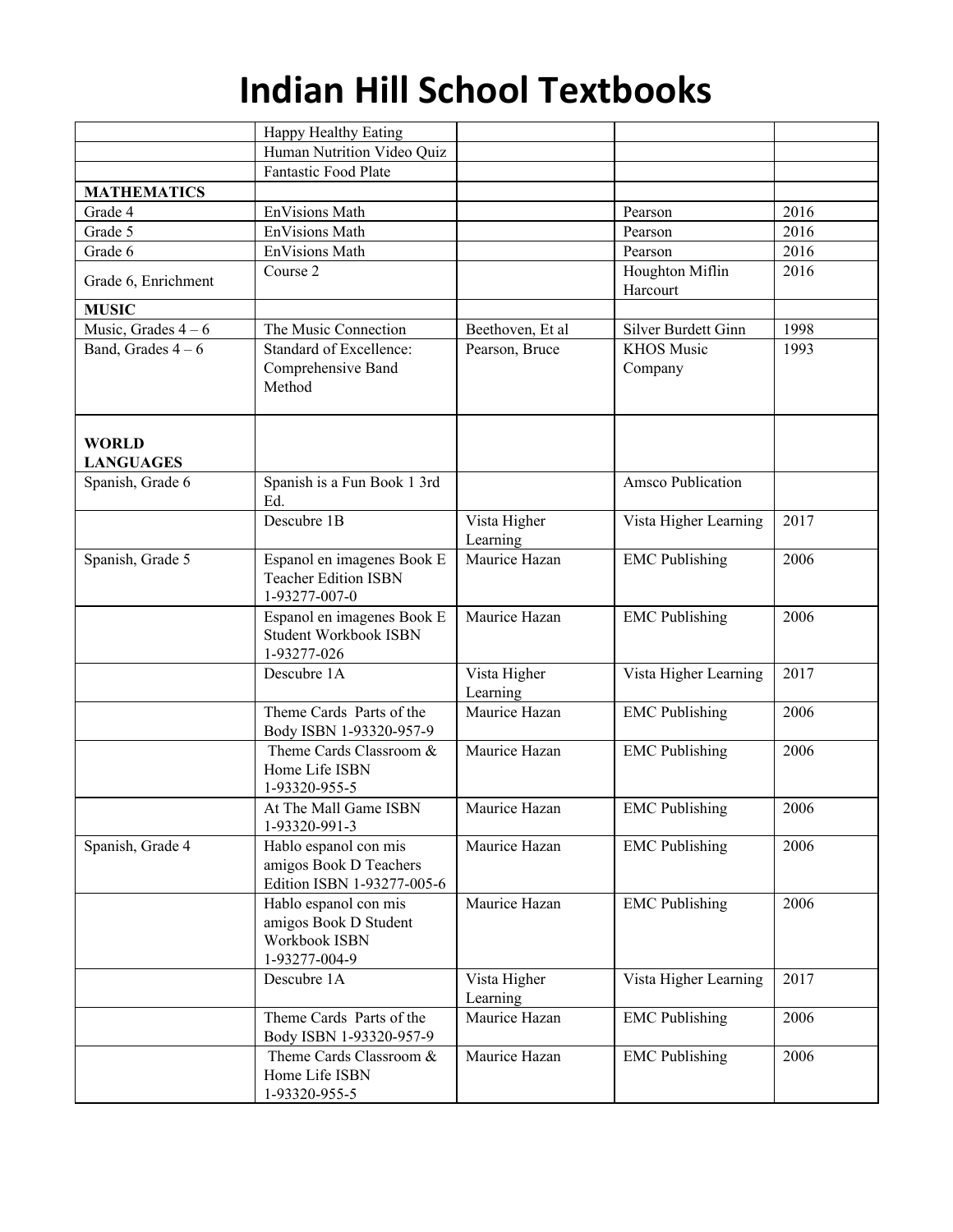# Indian Hill School Textbooks

| | | | | |
|---|---|---|---|---|
| | Happy Healthy Eating | | | |
| | Human Nutrition Video Quiz | | | |
| | Fantastic Food Plate | | | |
| **MATHEMATICS** | | | | |
| Grade 4 | EnVisions Math | | Pearson | 2016 |
| Grade 5 | EnVisions Math | | Pearson | 2016 |
| Grade 6 | EnVisions Math | | Pearson | 2016 |
| Grade 6, Enrichment | Course 2 | | Houghton Miflin Harcourt | 2016 |
| **MUSIC** | | | | |
| Music, Grades 4 – 6 | The Music Connection | Beethoven, Et al | Silver Burdett Ginn | 1998 |
| Band, Grades 4 – 6 | Standard of Excellence: Comprehensive Band Method | Pearson, Bruce | KHOS Music Company | 1993 |
| **WORLD LANGUAGES** | | | | |
| Spanish, Grade 6 | Spanish is a Fun Book 1 3rd Ed. | | Amsco Publication | |
| | Descubre 1B | Vista Higher Learning | Vista Higher Learning | 2017 |
| Spanish, Grade 5 | Espanol en imagenes Book E Teacher Edition ISBN 1-93277-007-0 | Maurice Hazan | EMC Publishing | 2006 |
| | Espanol en imagenes Book E Student Workbook ISBN 1-93277-026 | Maurice Hazan | EMC Publishing | 2006 |
| | Descubre 1A | Vista Higher Learning | Vista Higher Learning | 2017 |
| | Theme Cards Parts of the Body ISBN 1-93320-957-9 | Maurice Hazan | EMC Publishing | 2006 |
| | Theme Cards Classroom & Home Life ISBN 1-93320-955-5 | Maurice Hazan | EMC Publishing | 2006 |
| | At The Mall Game ISBN 1-93320-991-3 | Maurice Hazan | EMC Publishing | 2006 |
| Spanish, Grade 4 | Hablo espanol con mis amigos Book D Teachers Edition ISBN 1-93277-005-6 | Maurice Hazan | EMC Publishing | 2006 |
| | Hablo espanol con mis amigos Book D Student Workbook ISBN 1-93277-004-9 | Maurice Hazan | EMC Publishing | 2006 |
| | Descubre 1A | Vista Higher Learning | Vista Higher Learning | 2017 |
| | Theme Cards Parts of the Body ISBN 1-93320-957-9 | Maurice Hazan | EMC Publishing | 2006 |
| | Theme Cards Classroom & Home Life ISBN 1-93320-955-5 | Maurice Hazan | EMC Publishing | 2006 |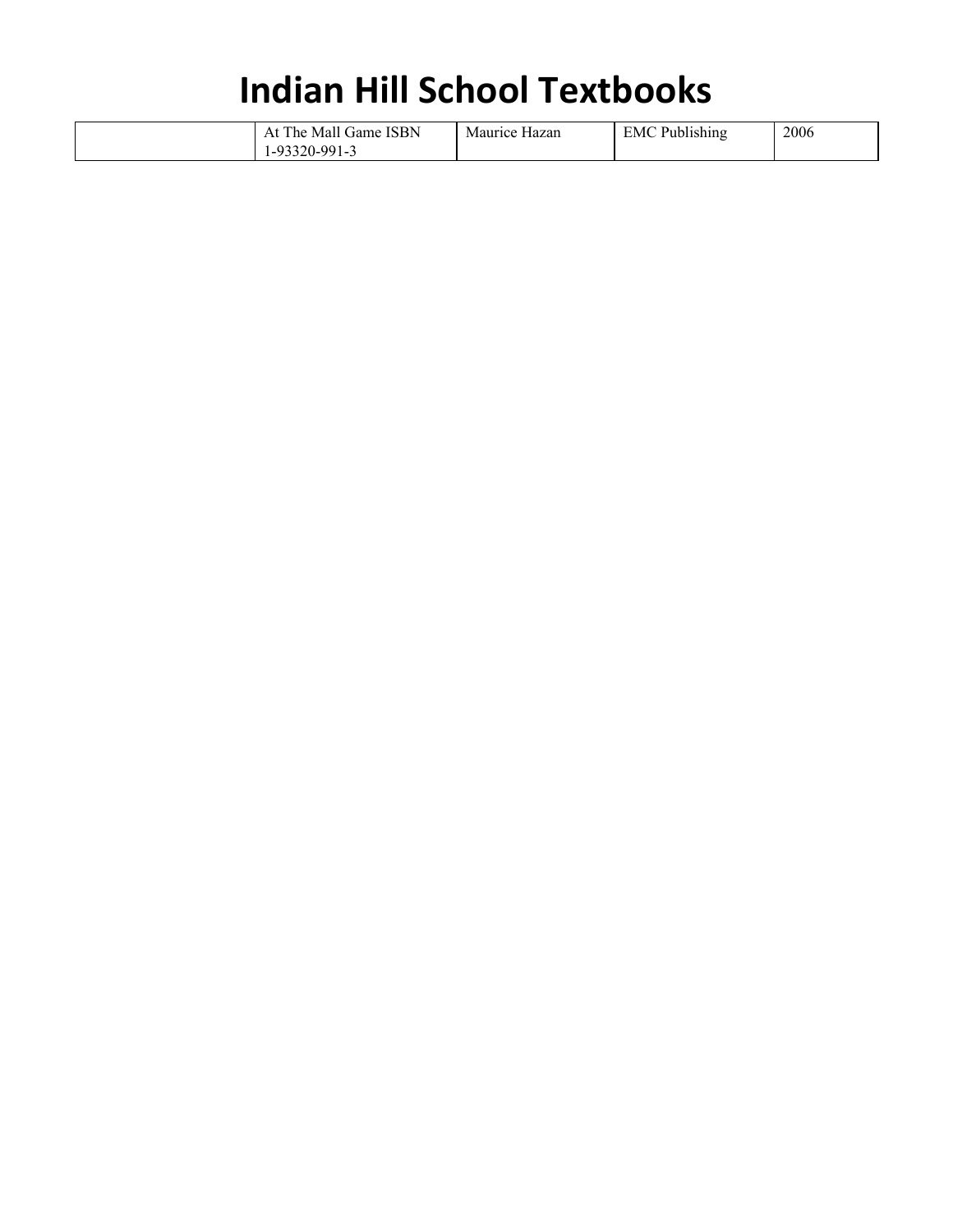# Indian Hill School Textbooks

| | | | | |
|---|---|---|---|---|
| | At The Mall Game ISBN 1-93320-991-3 | Maurice Hazan | EMC Publishing | 2006 |